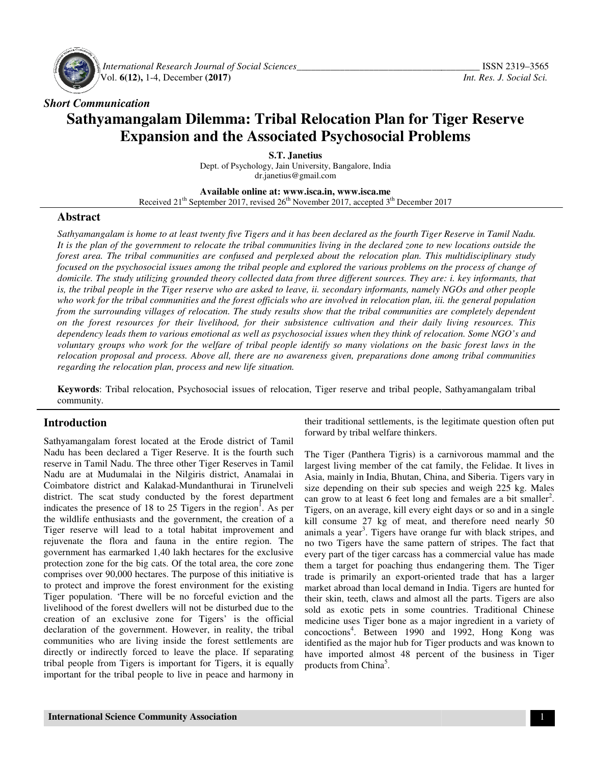*Short Communication*

# Sathyamangalam Dilemma: Tribal Relocation Plan for Tiger Reserve Expansion and the Associated Psychosocial Problems

**S.T. Janetius**

Dept. of Psychology, Jain University, Bangalore, India
dr.janetius@gmail.com

**Available online at: www.isca.in, www.isca.me**

Received 21th September 2017, revised 26th November 2017, accepted 3th December 2017

## Abstract

*Sathyamangalam is home to at least twenty five Tigers and it has been declared as the fourth Tiger Reserve in Tamil Nadu. It is the plan of the government to relocate the tribal communities living in the declared zone to new locations outside the forest area. The tribal communities are confused and perplexed about the relocation plan. This multidisciplinary study focused on the psychosocial issues among the tribal people and explored the various problems on the process of change of domicile. The study utilizing grounded theory collected data from three different sources. They are: i. key informants, that is, the tribal people in the Tiger reserve who are asked to leave, ii. secondary informants, namely NGOs and other people who work for the tribal communities and the forest officials who are involved in relocation plan, iii. the general population from the surrounding villages of relocation. The study results show that the tribal communities are completely dependent on the forest resources for their livelihood, for their subsistence cultivation and their daily living resources. This dependency leads them to various emotional as well as psychosocial issues when they think of relocation. Some NGO's and voluntary groups who work for the welfare of tribal people identify so many violations on the basic forest laws in the relocation proposal and process. Above all, there are no awareness given, preparations done among tribal communities regarding the relocation plan, process and new life situation.*

**Keywords**: Tribal relocation, Psychosocial issues of relocation, Tiger reserve and tribal people, Sathyamangalam tribal community.

## Introduction

Sathyamangalam forest located at the Erode district of Tamil Nadu has been declared a Tiger Reserve. It is the fourth such reserve in Tamil Nadu. The three other Tiger Reserves in Tamil Nadu are at Mudumalai in the Nilgiris district, Anamalai in Coimbatore district and Kalakad-Mundanthurai in Tirunelveli district. The scat study conducted by the forest department indicates the presence of 18 to 25 Tigers in the region[1]. As per the wildlife enthusiasts and the government, the creation of a Tiger reserve will lead to a total habitat improvement and rejuvenate the flora and fauna in the entire region. The government has earmarked 1,40 lakh hectares for the exclusive protection zone for the big cats. Of the total area, the core zone comprises over 90,000 hectares. The purpose of this initiative is to protect and improve the forest environment for the existing Tiger population. 'There will be no forceful eviction and the livelihood of the forest dwellers will not be disturbed due to the creation of an exclusive zone for Tigers' is the official declaration of the government. However, in reality, the tribal communities who are living inside the forest settlements are directly or indirectly forced to leave the place. If separating tribal people from Tigers is important for Tigers, it is equally important for the tribal people to live in peace and harmony in their traditional settlements, is the legitimate question often put forward by tribal welfare thinkers.

The Tiger (Panthera Tigris) is a carnivorous mammal and the largest living member of the cat family, the Felidae. It lives in Asia, mainly in India, Bhutan, China, and Siberia. Tigers vary in size depending on their sub species and weigh 225 kg. Males can grow to at least 6 feet long and females are a bit smaller[2]. Tigers, on an average, kill every eight days or so and in a single kill consume 27 kg of meat, and therefore need nearly 50 animals a year[3]. Tigers have orange fur with black stripes, and no two Tigers have the same pattern of stripes. The fact that every part of the tiger carcass has a commercial value has made them a target for poaching thus endangering them. The Tiger trade is primarily an export-oriented trade that has a larger market abroad than local demand in India. Tigers are hunted for their skin, teeth, claws and almost all the parts. Tigers are also sold as exotic pets in some countries. Traditional Chinese medicine uses Tiger bone as a major ingredient in a variety of concoctions[4]. Between 1990 and 1992, Hong Kong was identified as the major hub for Tiger products and was known to have imported almost 48 percent of the business in Tiger products from China[5].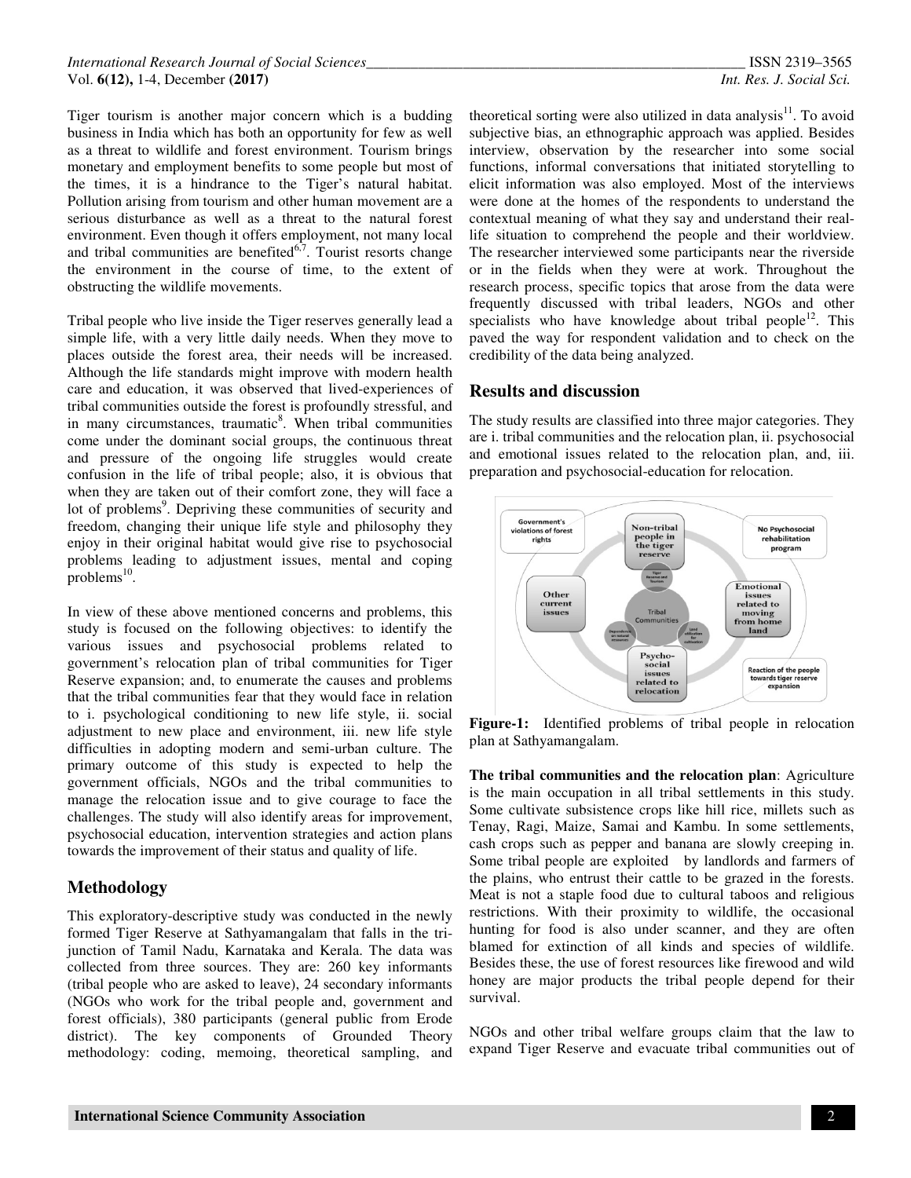Tiger tourism is another major concern which is a budding business in India which has both an opportunity for few as well as a threat to wildlife and forest environment. Tourism brings monetary and employment benefits to some people but most of the times, it is a hindrance to the Tiger's natural habitat. Pollution arising from tourism and other human movement are a serious disturbance as well as a threat to the natural forest environment. Even though it offers employment, not many local and tribal communities are benefited[6,7]. Tourist resorts change the environment in the course of time, to the extent of obstructing the wildlife movements.

Tribal people who live inside the Tiger reserves generally lead a simple life, with a very little daily needs. When they move to places outside the forest area, their needs will be increased. Although the life standards might improve with modern health care and education, it was observed that lived-experiences of tribal communities outside the forest is profoundly stressful, and in many circumstances, traumatic[8]. When tribal communities come under the dominant social groups, the continuous threat and pressure of the ongoing life struggles would create confusion in the life of tribal people; also, it is obvious that when they are taken out of their comfort zone, they will face a lot of problems[9]. Depriving these communities of security and freedom, changing their unique life style and philosophy they enjoy in their original habitat would give rise to psychosocial problems leading to adjustment issues, mental and coping problems[10].

In view of these above mentioned concerns and problems, this study is focused on the following objectives: to identify the various issues and psychosocial problems related to government's relocation plan of tribal communities for Tiger Reserve expansion; and, to enumerate the causes and problems that the tribal communities fear that they would face in relation to i. psychological conditioning to new life style, ii. social adjustment to new place and environment, iii. new life style difficulties in adopting modern and semi-urban culture. The primary outcome of this study is expected to help the government officials, NGOs and the tribal communities to manage the relocation issue and to give courage to face the challenges. The study will also identify areas for improvement, psychosocial education, intervention strategies and action plans towards the improvement of their status and quality of life.

## Methodology

This exploratory-descriptive study was conducted in the newly formed Tiger Reserve at Sathyamangalam that falls in the tri-junction of Tamil Nadu, Karnataka and Kerala. The data was collected from three sources. They are: 260 key informants (tribal people who are asked to leave), 24 secondary informants (NGOs who work for the tribal people and, government and forest officials), 380 participants (general public from Erode district). The key components of Grounded Theory methodology: coding, memoing, theoretical sampling, and theoretical sorting were also utilized in data analysis[11]. To avoid subjective bias, an ethnographic approach was applied. Besides interview, observation by the researcher into some social functions, informal conversations that initiated storytelling to elicit information was also employed. Most of the interviews were done at the homes of the respondents to understand the contextual meaning of what they say and understand their real-life situation to comprehend the people and their worldview. The researcher interviewed some participants near the riverside or in the fields when they were at work. Throughout the research process, specific topics that arose from the data were frequently discussed with tribal leaders, NGOs and other specialists who have knowledge about tribal people[12]. This paved the way for respondent validation and to check on the credibility of the data being analyzed.

## Results and discussion

The study results are classified into three major categories. They are i. tribal communities and the relocation plan, ii. psychosocial and emotional issues related to the relocation plan, and, iii. preparation and psychosocial-education for relocation.

**Figure-1:** Identified problems of tribal people in relocation plan at Sathyamangalam.

**The tribal communities and the relocation plan**: Agriculture is the main occupation in all tribal settlements in this study. Some cultivate subsistence crops like hill rice, millets such as Tenay, Ragi, Maize, Samai and Kambu. In some settlements, cash crops such as pepper and banana are slowly creeping in. Some tribal people are exploited by landlords and farmers of the plains, who entrust their cattle to be grazed in the forests. Meat is not a staple food due to cultural taboos and religious restrictions. With their proximity to wildlife, the occasional hunting for food is also under scanner, and they are often blamed for extinction of all kinds and species of wildlife. Besides these, the use of forest resources like firewood and wild honey are major products the tribal people depend for their survival.

NGOs and other tribal welfare groups claim that the law to expand Tiger Reserve and evacuate tribal communities out of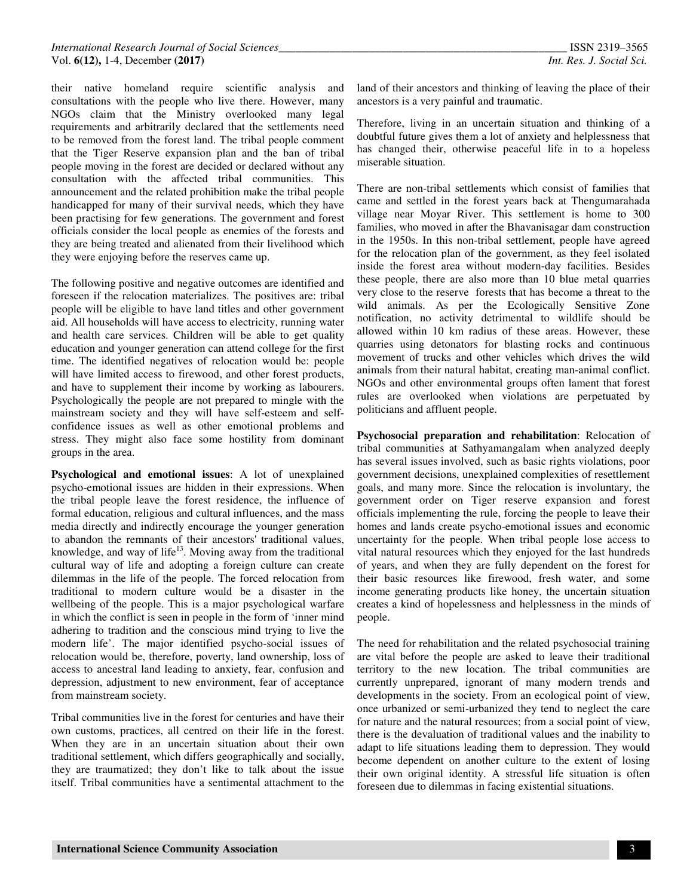their native homeland require scientific analysis and consultations with the people who live there. However, many NGOs claim that the Ministry overlooked many legal requirements and arbitrarily declared that the settlements need to be removed from the forest land. The tribal people comment that the Tiger Reserve expansion plan and the ban of tribal people moving in the forest are decided or declared without any consultation with the affected tribal communities. This announcement and the related prohibition make the tribal people handicapped for many of their survival needs, which they have been practising for few generations. The government and forest officials consider the local people as enemies of the forests and they are being treated and alienated from their livelihood which they were enjoying before the reserves came up.

The following positive and negative outcomes are identified and foreseen if the relocation materializes. The positives are: tribal people will be eligible to have land titles and other government aid. All households will have access to electricity, running water and health care services. Children will be able to get quality education and younger generation can attend college for the first time. The identified negatives of relocation would be: people will have limited access to firewood, and other forest products, and have to supplement their income by working as labourers. Psychologically the people are not prepared to mingle with the mainstream society and they will have self-esteem and self-confidence issues as well as other emotional problems and stress. They might also face some hostility from dominant groups in the area.

**Psychological and emotional issues**: A lot of unexplained psycho-emotional issues are hidden in their expressions. When the tribal people leave the forest residence, the influence of formal education, religious and cultural influences, and the mass media directly and indirectly encourage the younger generation to abandon the remnants of their ancestors' traditional values, knowledge, and way of life[13]. Moving away from the traditional cultural way of life and adopting a foreign culture can create dilemmas in the life of the people. The forced relocation from traditional to modern culture would be a disaster in the wellbeing of the people. This is a major psychological warfare in which the conflict is seen in people in the form of 'inner mind adhering to tradition and the conscious mind trying to live the modern life'. The major identified psycho-social issues of relocation would be, therefore, poverty, land ownership, loss of access to ancestral land leading to anxiety, fear, confusion and depression, adjustment to new environment, fear of acceptance from mainstream society.

Tribal communities live in the forest for centuries and have their own customs, practices, all centred on their life in the forest. When they are in an uncertain situation about their own traditional settlement, which differs geographically and socially, they are traumatized; they don't like to talk about the issue itself. Tribal communities have a sentimental attachment to the land of their ancestors and thinking of leaving the place of their ancestors is a very painful and traumatic.

Therefore, living in an uncertain situation and thinking of a doubtful future gives them a lot of anxiety and helplessness that has changed their, otherwise peaceful life in to a hopeless miserable situation.

There are non-tribal settlements which consist of families that came and settled in the forest years back at Thengumarahada village near Moyar River. This settlement is home to 300 families, who moved in after the Bhavanisagar dam construction in the 1950s. In this non-tribal settlement, people have agreed for the relocation plan of the government, as they feel isolated inside the forest area without modern-day facilities. Besides these people, there are also more than 10 blue metal quarries very close to the reserve forests that has become a threat to the wild animals. As per the Ecologically Sensitive Zone notification, no activity detrimental to wildlife should be allowed within 10 km radius of these areas. However, these quarries using detonators for blasting rocks and continuous movement of trucks and other vehicles which drives the wild animals from their natural habitat, creating man-animal conflict. NGOs and other environmental groups often lament that forest rules are overlooked when violations are perpetuated by politicians and affluent people.

**Psychosocial preparation and rehabilitation**: Relocation of tribal communities at Sathyamangalam when analyzed deeply has several issues involved, such as basic rights violations, poor government decisions, unexplained complexities of resettlement goals, and many more. Since the relocation is involuntary, the government order on Tiger reserve expansion and forest officials implementing the rule, forcing the people to leave their homes and lands create psycho-emotional issues and economic uncertainty for the people. When tribal people lose access to vital natural resources which they enjoyed for the last hundreds of years, and when they are fully dependent on the forest for their basic resources like firewood, fresh water, and some income generating products like honey, the uncertain situation creates a kind of hopelessness and helplessness in the minds of people.

The need for rehabilitation and the related psychosocial training are vital before the people are asked to leave their traditional territory to the new location. The tribal communities are currently unprepared, ignorant of many modern trends and developments in the society. From an ecological point of view, once urbanized or semi-urbanized they tend to neglect the care for nature and the natural resources; from a social point of view, there is the devaluation of traditional values and the inability to adapt to life situations leading them to depression. They would become dependent on another culture to the extent of losing their own original identity. A stressful life situation is often foreseen due to dilemmas in facing existential situations.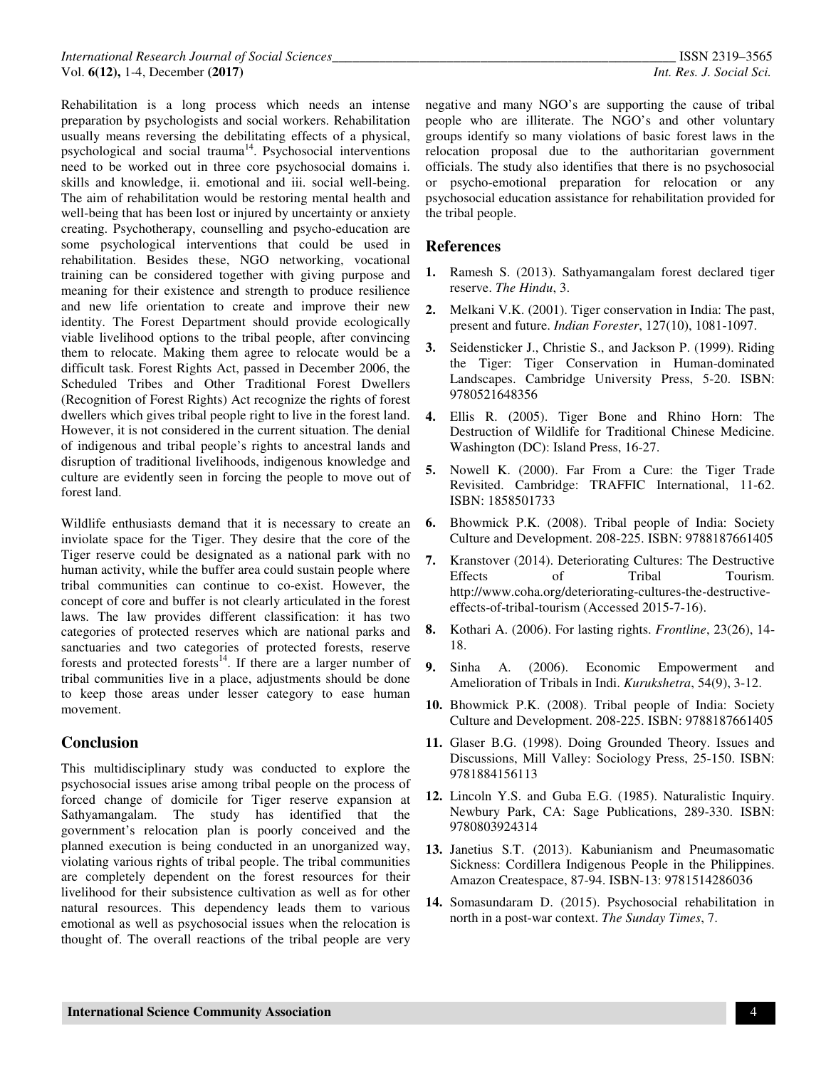Rehabilitation is a long process which needs an intense preparation by psychologists and social workers. Rehabilitation usually means reversing the debilitating effects of a physical, psychological and social trauma[14]. Psychosocial interventions need to be worked out in three core psychosocial domains i. skills and knowledge, ii. emotional and iii. social well-being. The aim of rehabilitation would be restoring mental health and well-being that has been lost or injured by uncertainty or anxiety creating. Psychotherapy, counselling and psycho-education are some psychological interventions that could be used in rehabilitation. Besides these, NGO networking, vocational training can be considered together with giving purpose and meaning for their existence and strength to produce resilience and new life orientation to create and improve their new identity. The Forest Department should provide ecologically viable livelihood options to the tribal people, after convincing them to relocate. Making them agree to relocate would be a difficult task. Forest Rights Act, passed in December 2006, the Scheduled Tribes and Other Traditional Forest Dwellers (Recognition of Forest Rights) Act recognize the rights of forest dwellers which gives tribal people right to live in the forest land. However, it is not considered in the current situation. The denial of indigenous and tribal people's rights to ancestral lands and disruption of traditional livelihoods, indigenous knowledge and culture are evidently seen in forcing the people to move out of forest land.

Wildlife enthusiasts demand that it is necessary to create an inviolate space for the Tiger. They desire that the core of the Tiger reserve could be designated as a national park with no human activity, while the buffer area could sustain people where tribal communities can continue to co-exist. However, the concept of core and buffer is not clearly articulated in the forest laws. The law provides different classification: it has two categories of protected reserves which are national parks and sanctuaries and two categories of protected forests, reserve forests and protected forests[14]. If there are a larger number of tribal communities live in a place, adjustments should be done to keep those areas under lesser category to ease human movement.

## Conclusion

This multidisciplinary study was conducted to explore the psychosocial issues arise among tribal people on the process of forced change of domicile for Tiger reserve expansion at Sathyamangalam. The study has identified that the government's relocation plan is poorly conceived and the planned execution is being conducted in an unorganized way, violating various rights of tribal people. The tribal communities are completely dependent on the forest resources for their livelihood for their subsistence cultivation as well as for other natural resources. This dependency leads them to various emotional as well as psychosocial issues when the relocation is thought of. The overall reactions of the tribal people are very negative and many NGO's are supporting the cause of tribal people who are illiterate. The NGO's and other voluntary groups identify so many violations of basic forest laws in the relocation proposal due to the authoritarian government officials. The study also identifies that there is no psychosocial or psycho-emotional preparation for relocation or any psychosocial education assistance for rehabilitation provided for the tribal people.

## References

1. Ramesh S. (2013). Sathyamangalam forest declared tiger reserve. *The Hindu*, 3.
2. Melkani V.K. (2001). Tiger conservation in India: The past, present and future. *Indian Forester*, 127(10), 1081-1097.
3. Seidensticker J., Christie S., and Jackson P. (1999). Riding the Tiger: Tiger Conservation in Human-dominated Landscapes. Cambridge University Press, 5-20. ISBN: 9780521648356
4. Ellis R. (2005). Tiger Bone and Rhino Horn: The Destruction of Wildlife for Traditional Chinese Medicine. Washington (DC): Island Press, 16-27.
5. Nowell K. (2000). Far From a Cure: the Tiger Trade Revisited. Cambridge: TRAFFIC International, 11-62. ISBN: 1858501733
6. Bhowmick P.K. (2008). Tribal people of India: Society Culture and Development. 208-225. ISBN: 9788187661405
7. Kranstover (2014). Deteriorating Cultures: The Destructive Effects of Tribal Tourism. http://www.coha.org/deteriorating-cultures-the-destructive-effects-of-tribal-tourism (Accessed 2015-7-16).
8. Kothari A. (2006). For lasting rights. *Frontline*, 23(26), 14-18.
9. Sinha A. (2006). Economic Empowerment and Amelioration of Tribals in Indi. *Kurukshetra*, 54(9), 3-12.
10. Bhowmick P.K. (2008). Tribal people of India: Society Culture and Development. 208-225. ISBN: 9788187661405
11. Glaser B.G. (1998). Doing Grounded Theory. Issues and Discussions, Mill Valley: Sociology Press, 25-150. ISBN: 9781884156113
12. Lincoln Y.S. and Guba E.G. (1985). Naturalistic Inquiry. Newbury Park, CA: Sage Publications, 289-330. ISBN: 9780803924314
13. Janetius S.T. (2013). Kabunianism and Pneumasomatic Sickness: Cordillera Indigenous People in the Philippines. Amazon Createspace, 87-94. ISBN-13: 9781514286036
14. Somasundaram D. (2015). Psychosocial rehabilitation in north in a post-war context. *The Sunday Times*, 7.